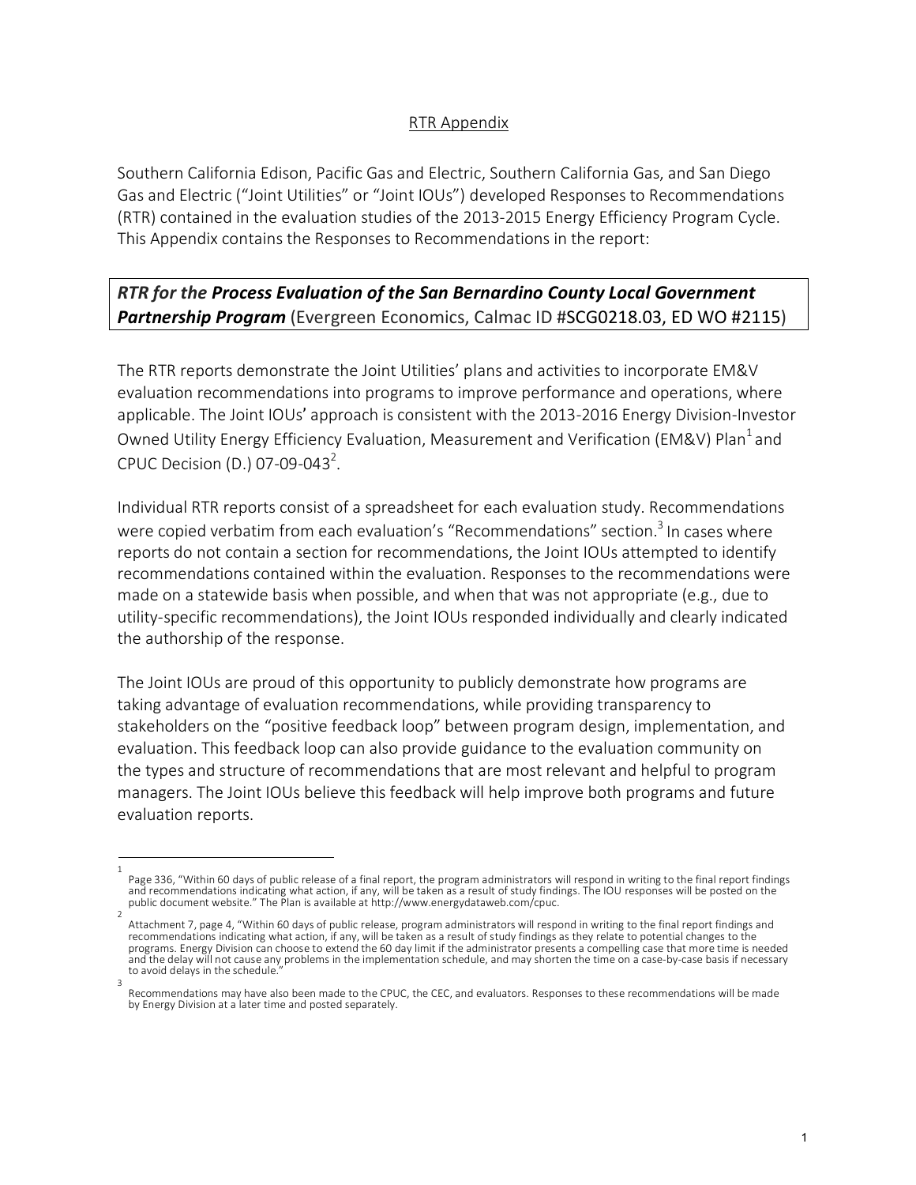## RTR Appendix

Southern California Edison, Pacific Gas and Electric, Southern California Gas, and San Diego Gas and Electric ("Joint Utilities" or "Joint IOUs") developed Responses to Recommendations (RTR) contained in the evaluation studies of the 2013-2015 Energy Efficiency Program Cycle. This Appendix contains the Responses to Recommendations in the report:

***RTR for the Process Evaluation of the San Bernardino County Local Government Partnership Program*** (Evergreen Economics, Calmac ID #SCG0218.03, ED WO #2115)

The RTR reports demonstrate the Joint Utilities' plans and activities to incorporate EM&V evaluation recommendations into programs to improve performance and operations, where applicable. The Joint IOUs' approach is consistent with the 2013-2016 Energy Division-Investor Owned Utility Energy Efficiency Evaluation, Measurement and Verification (EM&V) Plan[1] and CPUC Decision (D.) 07-09-043[2].

Individual RTR reports consist of a spreadsheet for each evaluation study. Recommendations were copied verbatim from each evaluation's "Recommendations" section.[3] In cases where reports do not contain a section for recommendations, the Joint IOUs attempted to identify recommendations contained within the evaluation. Responses to the recommendations were made on a statewide basis when possible, and when that was not appropriate (e.g., due to utility-specific recommendations), the Joint IOUs responded individually and clearly indicated the authorship of the response.

The Joint IOUs are proud of this opportunity to publicly demonstrate how programs are taking advantage of evaluation recommendations, while providing transparency to stakeholders on the "positive feedback loop" between program design, implementation, and evaluation. This feedback loop can also provide guidance to the evaluation community on the types and structure of recommendations that are most relevant and helpful to program managers. The Joint IOUs believe this feedback will help improve both programs and future evaluation reports.

---

[1] Page 336, "Within 60 days of public release of a final report, the program administrators will respond in writing to the final report findings and recommendations indicating what action, if any, will be taken as a result of study findings. The IOU responses will be posted on the public document website." The Plan is available at http://www.energydataweb.com/cpuc.

[2] Attachment 7, page 4, "Within 60 days of public release, program administrators will respond in writing to the final report findings and recommendations indicating what action, if any, will be taken as a result of study findings as they relate to potential changes to the programs. Energy Division can choose to extend the 60 day limit if the administrator presents a compelling case that more time is needed and the delay will not cause any problems in the implementation schedule, and may shorten the time on a case-by-case basis if necessary to avoid delays in the schedule."

[3] Recommendations may have also been made to the CPUC, the CEC, and evaluators. Responses to these recommendations will be made by Energy Division at a later time and posted separately.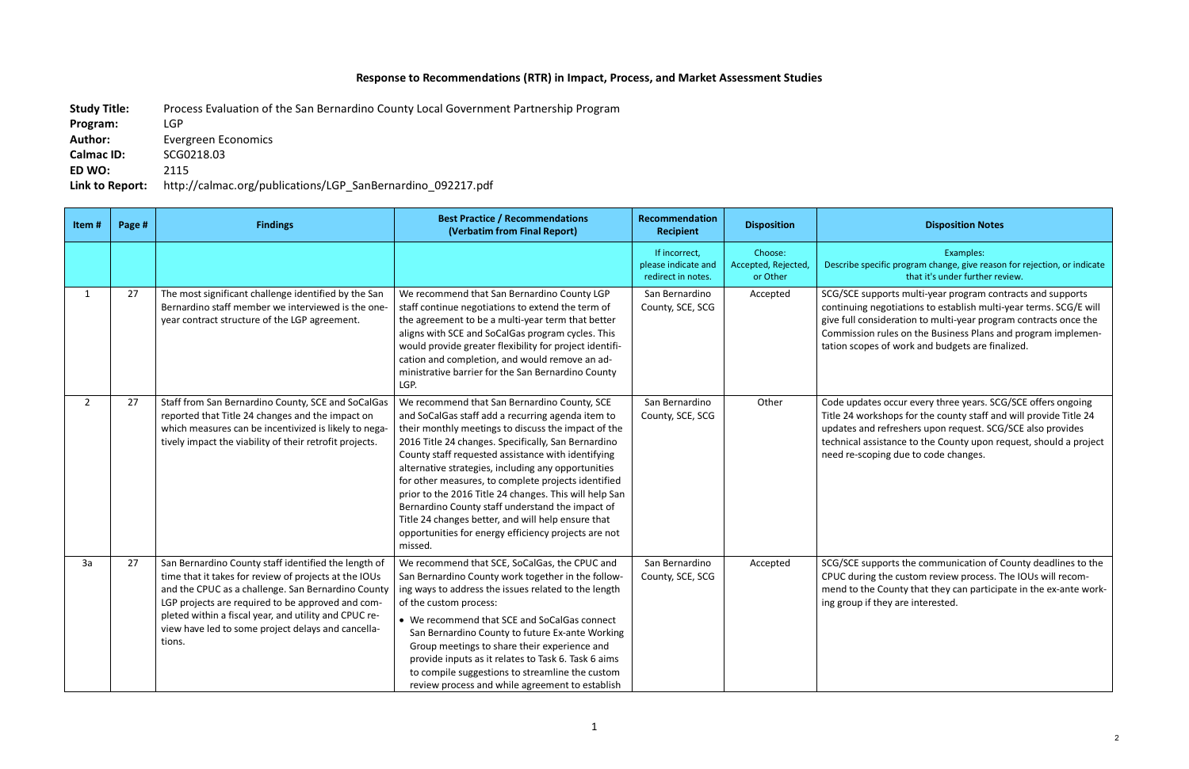## Response to Recommendations (RTR) in Impact, Process, and Market Assessment Studies

**Study Title:** Process Evaluation of the San Bernardino County Local Government Partnership Program
**Program:** LGP
**Author:** Evergreen Economics
**Calmac ID:** SCG0218.03
**ED WO:** 2115
**Link to Report:** http://calmac.org/publications/LGP_SanBernardino_092217.pdf

| Item # | Page # | Findings | Best Practice / Recommendations (Verbatim from Final Report) | Recommendation Recipient | Disposition | Disposition Notes |
|---|---|---|---|---|---|---|
| | | | | If incorrect, please indicate and redirect in notes. | Choose: Accepted, Rejected, or Other | Examples: Describe specific program change, give reason for rejection, or indicate that it's under further review. |
| 1 | 27 | The most significant challenge identified by the San Bernardino staff member we interviewed is the one-year contract structure of the LGP agreement. | We recommend that San Bernardino County LGP staff continue negotiations to extend the term of the agreement to be a multi-year term that better aligns with SCE and SoCalGas program cycles. This would provide greater flexibility for project identification and completion, and would remove an administrative barrier for the San Bernardino County LGP. | San Bernardino County, SCE, SCG | Accepted | SCG/SCE supports multi-year program contracts and supports continuing negotiations to establish multi-year terms. SCG/E will give full consideration to multi-year program contracts once the Commission rules on the Business Plans and program implementation scopes of work and budgets are finalized. |
| 2 | 27 | Staff from San Bernardino County, SCE and SoCalGas reported that Title 24 changes and the impact on which measures can be incentivized is likely to negatively impact the viability of their retrofit projects. | We recommend that San Bernardino County, SCE and SoCalGas staff add a recurring agenda item to their monthly meetings to discuss the impact of the 2016 Title 24 changes. Specifically, San Bernardino County staff requested assistance with identifying alternative strategies, including any opportunities for other measures, to complete projects identified prior to the 2016 Title 24 changes. This will help San Bernardino County staff understand the impact of Title 24 changes better, and will help ensure that opportunities for energy efficiency projects are not missed. | San Bernardino County, SCE, SCG | Other | Code updates occur every three years. SCG/SCE offers ongoing Title 24 workshops for the county staff and will provide Title 24 updates and refreshers upon request. SCG/SCE also provides technical assistance to the County upon request, should a project need re-scoping due to code changes. |
| 3a | 27 | San Bernardino County staff identified the length of time that it takes for review of projects at the IOUs and the CPUC as a challenge. San Bernardino County LGP projects are required to be approved and completed within a fiscal year, and utility and CPUC review have led to some project delays and cancellations. | We recommend that SCE, SoCalGas, the CPUC and San Bernardino County work together in the following ways to address the issues related to the length of the custom process:<br>• We recommend that SCE and SoCalGas connect San Bernardino County to future Ex-ante Working Group meetings to share their experience and provide inputs as it relates to Task 6. Task 6 aims to compile suggestions to streamline the custom review process and while agreement to establish | San Bernardino County, SCE, SCG | Accepted | SCG/SCE supports the communication of County deadlines to the CPUC during the custom review process. The IOUs will recommend to the County that they can participate in the ex-ante working group if they are interested. |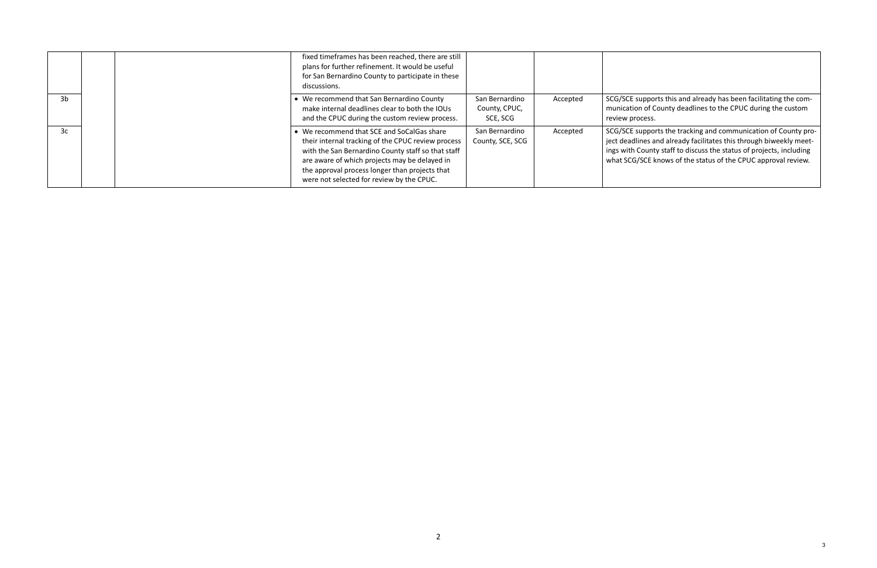| | | | | | | |
|---|---|---|---|---|---|---|
| | | | fixed timeframes has been reached, there are still plans for further refinement. It would be useful for San Bernardino County to participate in these discussions. | | | |
| 3b | | | • We recommend that San Bernardino County make internal deadlines clear to both the IOUs and the CPUC during the custom review process. | San Bernardino County, CPUC, SCE, SCG | Accepted | SCG/SCE supports this and already has been facilitating the communication of County deadlines to the CPUC during the custom review process. |
| 3c | | | • We recommend that SCE and SoCalGas share their internal tracking of the CPUC review process with the San Bernardino County staff so that staff are aware of which projects may be delayed in the approval process longer than projects that were not selected for review by the CPUC. | San Bernardino County, SCE, SCG | Accepted | SCG/SCE supports the tracking and communication of County project deadlines and already facilitates this through biweekly meetings with County staff to discuss the status of projects, including what SCG/SCE knows of the status of the CPUC approval review. |